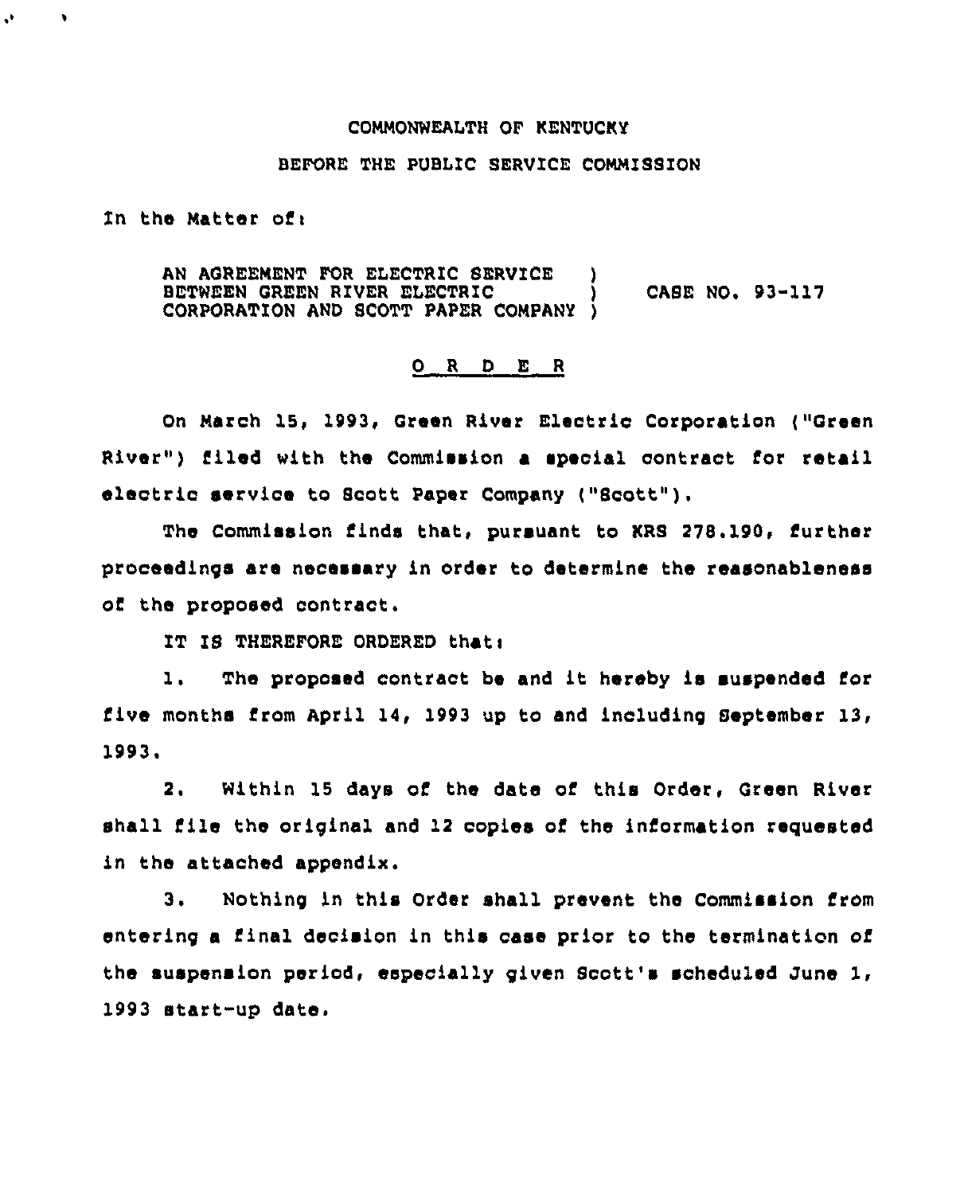COMMONWEALTH OF KENTUCKY

BEFORE THE PUBLIC SERVICE COMMISSION

In the Matter of:

AN AGREEMENT FOR ELECTRIC SERVICE BETWEEN GREEN RIVER ELECTRIC CORPORATION AND SCOTT PAPER COMPANY ) CASE NO. 93-117

# O R D E R

On March 15, 1993, Green River Electric Corporation ("Green River") filed with the Commission a special contract for retail electric service to Scott Paper Company ("Scott").

The Commission finds that, pursuant to KRS 278.190, further proceedings are necessary in order to determine the reasonableness of the proposed contract.

IT IS THEREFORE ORDERED that:

1. The proposed contract be and it hereby is suspended for five months from April 14, 1993 up to and including September 13, 1993.

2. Within 15 days of the date of this Order, Green River shall file the original and 12 copies of the information requested in the attached appendix.

3. Nothing in this Order shall prevent the Commission from entering a final decision in this case prior to the termination of the suspension period, especially given Scott's scheduled June 1, 1993 start-up date.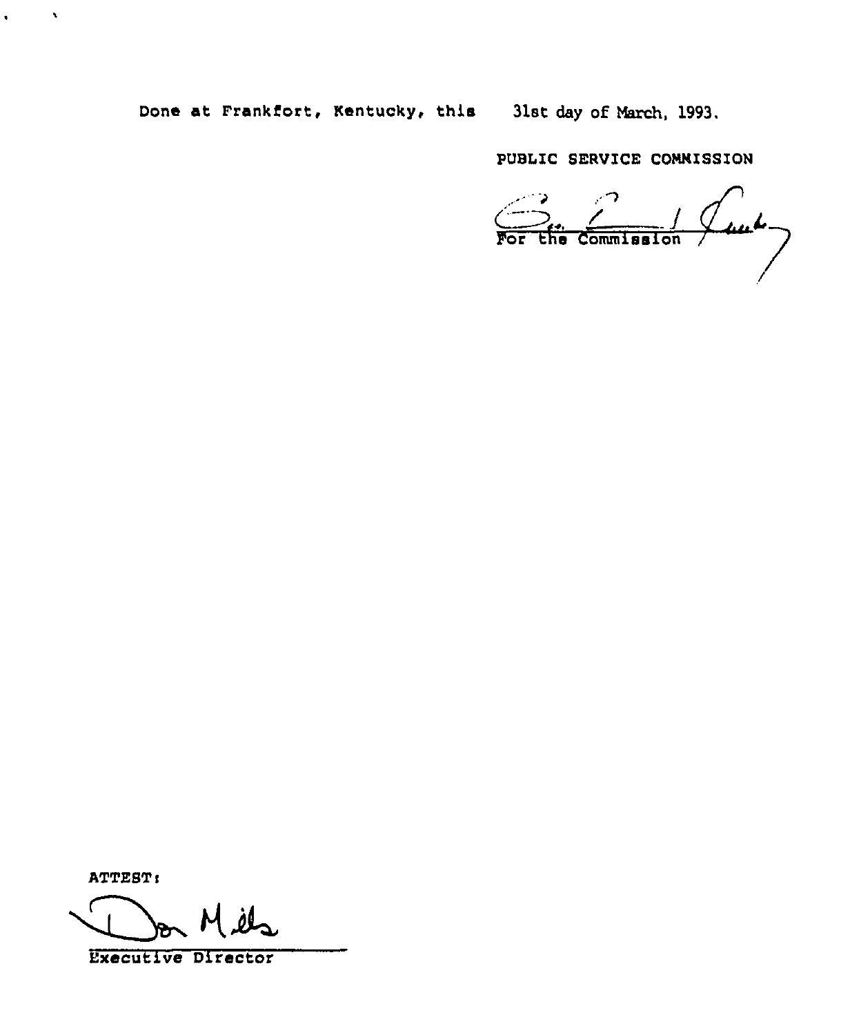Done at Frankfort, Kentucky, this 31st day of March, 1993.

PUBLIC SERVICE COMMISSION

For the Commission

ATTEST:

Executive Director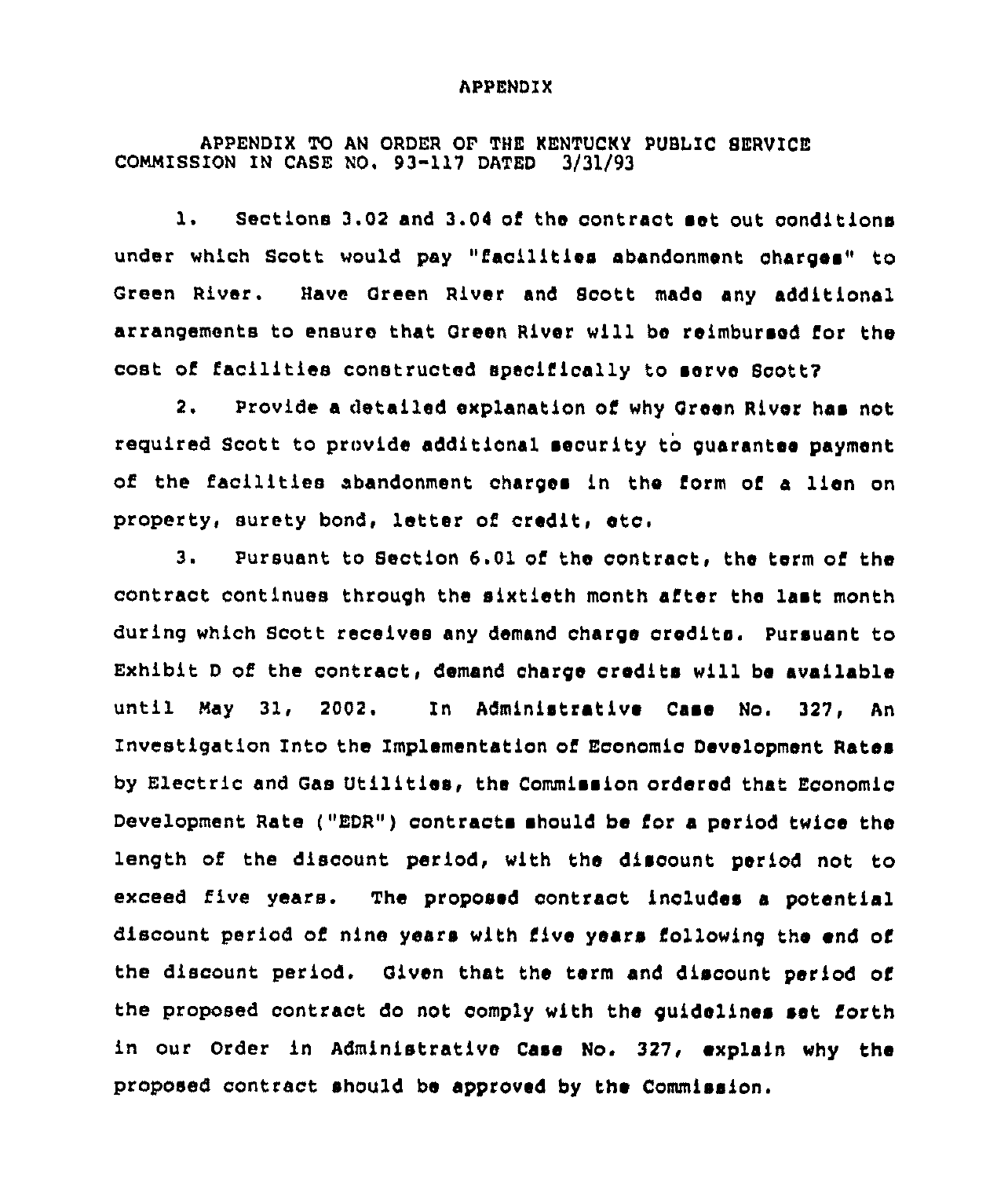APPENDIX

APPENDIX TO AN ORDER OF THE KENTUCKY PUBLIC SERVICE COMMISSION IN CASE NO. 93-117 DATED 3/31/93

1. Sections 3.02 and 3.04 of the contract set out conditions under which Scott would pay "facilities abandonment charges" to Green River. Have Green River and Scott made any additional arrangements to ensure that Green River will be reimbursed for the cost of facilities constructed specifically to serve Scott?

2. Provide a detailed explanation of why Green River has not required Scott to provide additional security to guarantee payment of the facilities abandonment charges in the form of a lien on property, surety bond, letter of credit, etc.

3. Pursuant to Section 6.01 of the contract, the term of the contract continues through the sixtieth month after the last month during which Scott receives any demand charge credits. Pursuant to Exhibit D of the contract, demand charge credits will be available until May 31, 2002. In Administrative Case No. 327, An Investigation Into the Implementation of Economic Development Rates by Electric and Gas Utilities, the Commission ordered that Economic Development Rate ("EDR") contracts should be for a period twice the length of the discount period, with the discount period not to exceed five years. The proposed contract includes a potential discount period of nine years with five years following the end of the discount period. Given that the term and discount period of the proposed contract do not comply with the guidelines set forth in our Order in Administrative Case No. 327, explain why the proposed contract should be approved by the Commission.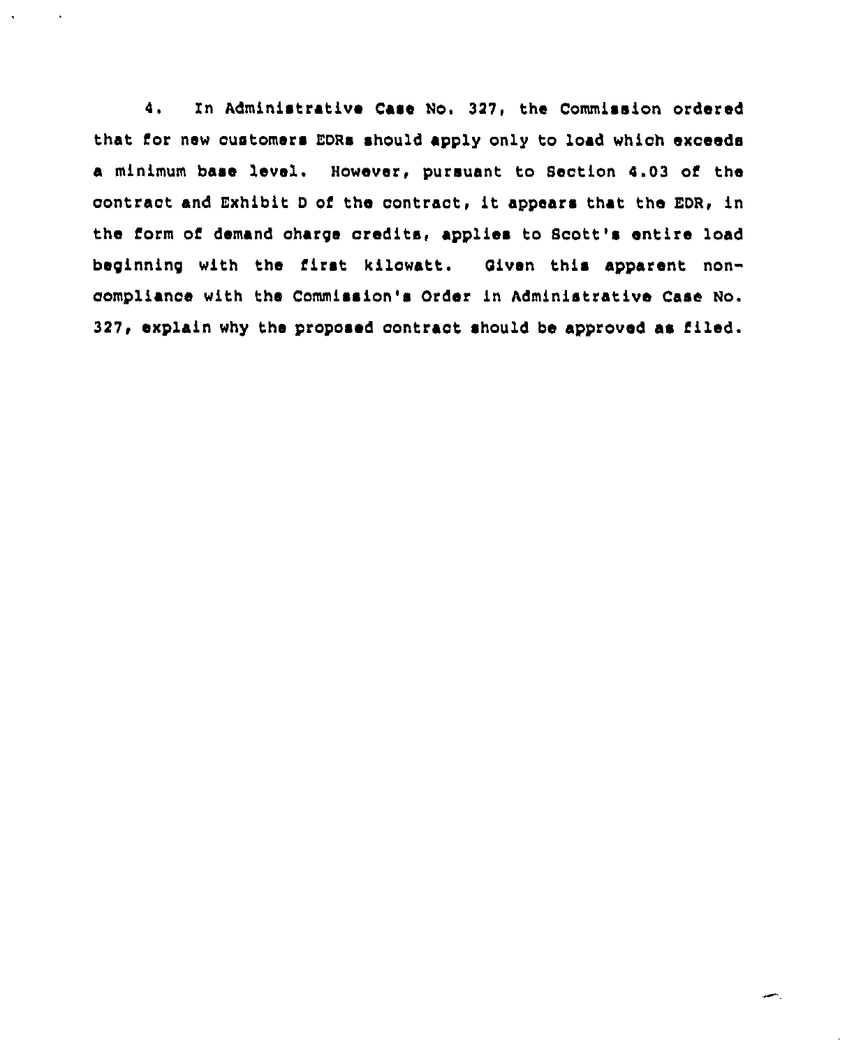4. In Administrative Case No. 327, the Commission ordered that for new customers EDRs should apply only to load which exceeds a minimum base level. However, pursuant to Section 4.03 of the contract and Exhibit D of the contract, it appears that the EDR, in the form of demand charge credits, applies to Scott's entire load beginning with the first kilowatt. Given this apparent non-compliance with the Commission's Order in Administrative Case No. 327, explain why the proposed contract should be approved as filed.